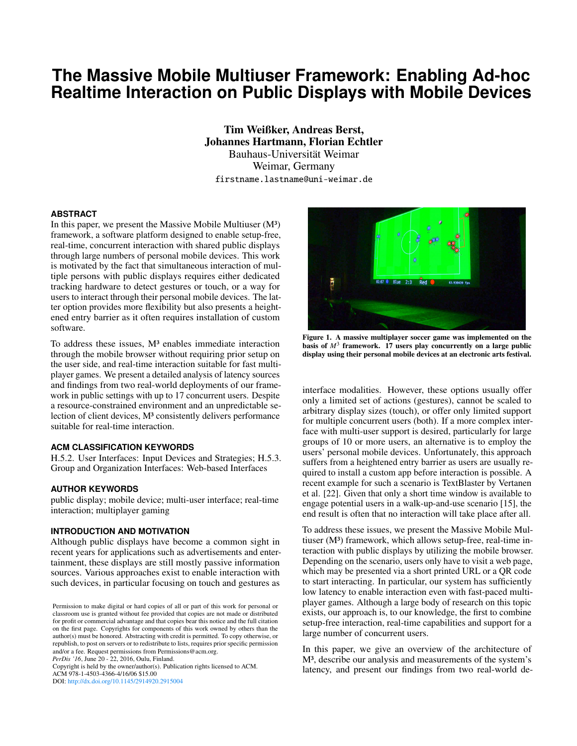# The Massive Mobile Multiuser Framework: Enabling Ad-hoc Realtime Interaction on Public Displays with Mobile Devices

**Tim Weißker, Andreas Berst, Johannes Hartmann, Florian Echtler**
Bauhaus-Universität Weimar
Weimar, Germany
firstname.lastname@uni-weimar.de

## ABSTRACT

In this paper, we present the Massive Mobile Multiuser (M³) framework, a software platform designed to enable setup-free, real-time, concurrent interaction with shared public displays through large numbers of personal mobile devices. This work is motivated by the fact that simultaneous interaction of multiple persons with public displays requires either dedicated tracking hardware to detect gestures or touch, or a way for users to interact through their personal mobile devices. The latter option provides more flexibility but also presents a heightened entry barrier as it often requires installation of custom software.

To address these issues, M³ enables immediate interaction through the mobile browser without requiring prior setup on the user side, and real-time interaction suitable for fast multiplayer games. We present a detailed analysis of latency sources and findings from two real-world deployments of our framework in public settings with up to 17 concurrent users. Despite a resource-constrained environment and an unpredictable selection of client devices, M³ consistently delivers performance suitable for real-time interaction.

## ACM CLASSIFICATION KEYWORDS

H.5.2. User Interfaces: Input Devices and Strategies; H.5.3. Group and Organization Interfaces: Web-based Interfaces

## AUTHOR KEYWORDS

public display; mobile device; multi-user interface; real-time interaction; multiplayer gaming

## INTRODUCTION AND MOTIVATION

Although public displays have become a common sight in recent years for applications such as advertisements and entertainment, these displays are still mostly passive information sources. Various approaches exist to enable interaction with such devices, in particular focusing on touch and gestures as interface modalities. However, these options usually offer only a limited set of actions (gestures), cannot be scaled to arbitrary display sizes (touch), or offer only limited support for multiple concurrent users (both). If a more complex interface with multi-user support is desired, particularly for large groups of 10 or more users, an alternative is to employ the users' personal mobile devices. Unfortunately, this approach suffers from a heightened entry barrier as users are usually required to install a custom app before interaction is possible. A recent example for such a scenario is TextBlaster by Vertanen et al. [22]. Given that only a short time window is available to engage potential users in a walk-up-and-use scenario [15], the end result is often that no interaction will take place after all.

**Figure 1. A massive multiplayer soccer game was implemented on the basis of $M^3$ framework. 17 users play concurrently on a large public display using their personal mobile devices at an electronic arts festival.**

To address these issues, we present the Massive Mobile Multiuser (M³) framework, which allows setup-free, real-time interaction with public displays by utilizing the mobile browser. Depending on the scenario, users only have to visit a web page, which may be presented via a short printed URL or a QR code to start interacting. In particular, our system has sufficiently low latency to enable interaction even with fast-paced multiplayer games. Although a large body of research on this topic exists, our approach is, to our knowledge, the first to combine setup-free interaction, real-time capabilities and support for a large number of concurrent users.

In this paper, we give an overview of the architecture of M³, describe our analysis and measurements of the system's latency, and present our findings from two real-world de-

Permission to make digital or hard copies of all or part of this work for personal or classroom use is granted without fee provided that copies are not made or distributed for profit or commercial advantage and that copies bear this notice and the full citation on the first page. Copyrights for components of this work owned by others than the author(s) must be honored. Abstracting with credit is permitted. To copy otherwise, or republish, to post on servers or to redistribute to lists, requires prior specific permission and/or a fee. Request permissions from Permissions@acm.org.
*PerDis '16*, June 20 - 22, 2016, Oulu, Finland.
Copyright is held by the owner/author(s). Publication rights licensed to ACM.
ACM 978-1-4503-4366-4/16/06 $15.00
DOI: http://dx.doi.org/10.1145/2914920.2915004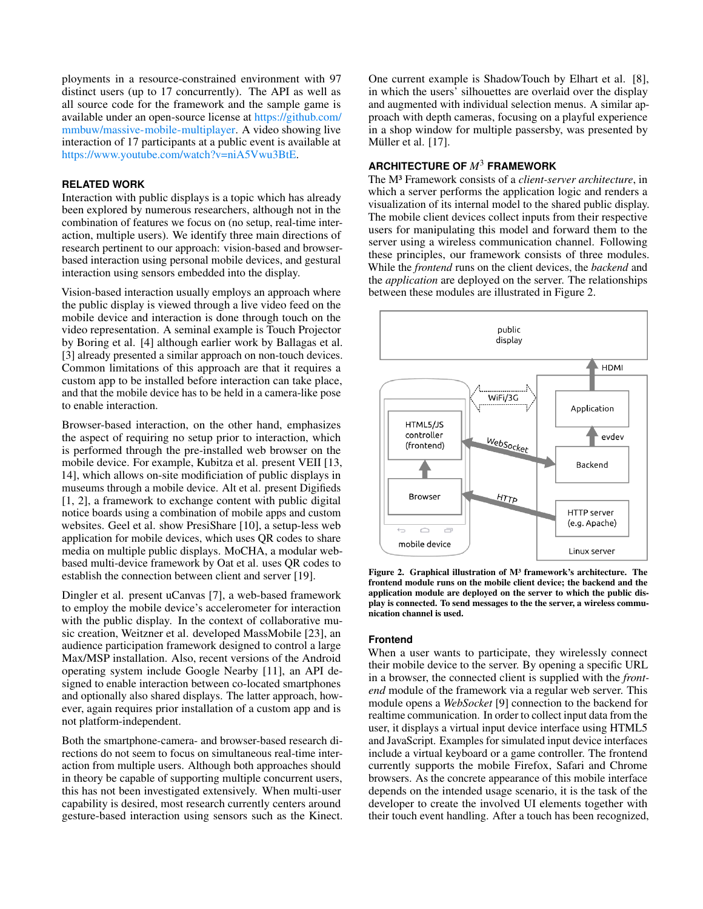ployments in a resource-constrained environment with 97 distinct users (up to 17 concurrently). The API as well as all source code for the framework and the sample game is available under an open-source license at https://github.com/mmbuw/massive-mobile-multiplayer. A video showing live interaction of 17 participants at a public event is available at https://www.youtube.com/watch?v=niA5Vwu3BtE.

## RELATED WORK

Interaction with public displays is a topic which has already been explored by numerous researchers, although not in the combination of features we focus on (no setup, real-time interaction, multiple users). We identify three main directions of research pertinent to our approach: vision-based and browser-based interaction using personal mobile devices, and gestural interaction using sensors embedded into the display.

Vision-based interaction usually employs an approach where the public display is viewed through a live video feed on the mobile device and interaction is done through touch on the video representation. A seminal example is Touch Projector by Boring et al. [4] although earlier work by Ballagas et al. [3] already presented a similar approach on non-touch devices. Common limitations of this approach are that it requires a custom app to be installed before interaction can take place, and that the mobile device has to be held in a camera-like pose to enable interaction.

Browser-based interaction, on the other hand, emphasizes the aspect of requiring no setup prior to interaction, which is performed through the pre-installed web browser on the mobile device. For example, Kubitza et al. present VEII [13, 14], which allows on-site modification of public displays in museums through a mobile device. Alt et al. present Digifieds [1, 2], a framework to exchange content with public digital notice boards using a combination of mobile apps and custom websites. Geel et al. show PresiShare [10], a setup-less web application for mobile devices, which uses QR codes to share media on multiple public displays. MoCHA, a modular web-based multi-device framework by Oat et al. uses QR codes to establish the connection between client and server [19].

Dingler et al. present uCanvas [7], a web-based framework to employ the mobile device's accelerometer for interaction with the public display. In the context of collaborative music creation, Weitzner et al. developed MassMobile [23], an audience participation framework designed to control a large Max/MSP installation. Also, recent versions of the Android operating system include Google Nearby [11], an API designed to enable interaction between co-located smartphones and optionally also shared displays. The latter approach, however, again requires prior installation of a custom app and is not platform-independent.

Both the smartphone-camera- and browser-based research directions do not seem to focus on simultaneous real-time interaction from multiple users. Although both approaches should in theory be capable of supporting multiple concurrent users, this has not been investigated extensively. When multi-user capability is desired, most research currently centers around gesture-based interaction using sensors such as the Kinect. One current example is ShadowTouch by Elhart et al. [8], in which the users' silhouettes are overlaid over the display and augmented with individual selection menus. A similar approach with depth cameras, focusing on a playful experience in a shop window for multiple passersby, was presented by Müller et al. [17].

## ARCHITECTURE OF $M^3$ FRAMEWORK

The M³ Framework consists of a *client-server architecture*, in which a server performs the application logic and renders a visualization of its internal model to the shared public display. The mobile client devices collect inputs from their respective users for manipulating this model and forward them to the server using a wireless communication channel. Following these principles, our framework consists of three modules. While the *frontend* runs on the client devices, the *backend* and the *application* are deployed on the server. The relationships between these modules are illustrated in Figure 2.

**Figure 2. Graphical illustration of M³ framework's architecture. The frontend module runs on the mobile client device; the backend and the application module are deployed on the server to which the public display is connected. To send messages to the the server, a wireless communication channel is used.**

### Frontend

When a user wants to participate, they wirelessly connect their mobile device to the server. By opening a specific URL in a browser, the connected client is supplied with the *frontend* module of the framework via a regular web server. This module opens a *WebSocket* [9] connection to the backend for realtime communication. In order to collect input data from the user, it displays a virtual input device interface using HTML5 and JavaScript. Examples for simulated input device interfaces include a virtual keyboard or a game controller. The frontend currently supports the mobile Firefox, Safari and Chrome browsers. As the concrete appearance of this mobile interface depends on the intended usage scenario, it is the task of the developer to create the involved UI elements together with their touch event handling. After a touch has been recognized,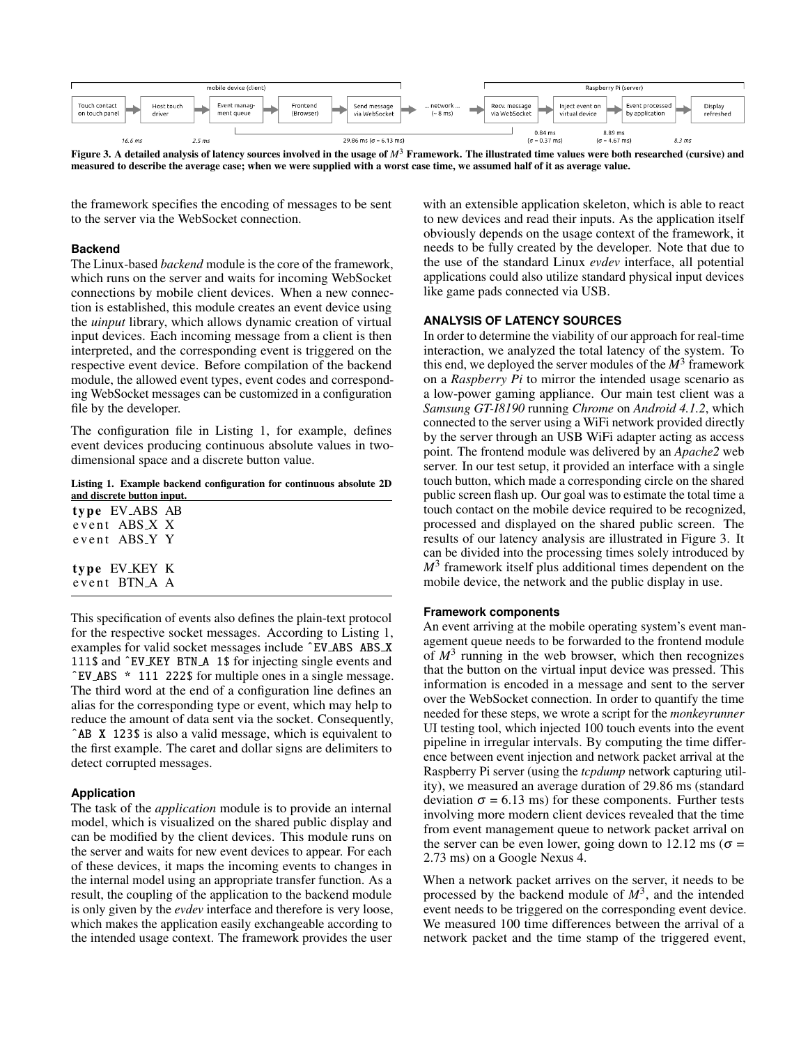Figure 3. A detailed analysis of latency sources involved in the usage of $M^3$ Framework. The illustrated time values were both researched (cursive) and measured to describe the average case; when we were supplied with a worst case time, we assumed half of it as average value.

the framework specifies the encoding of messages to be sent to the server via the WebSocket connection.

### Backend

The Linux-based *backend* module is the core of the framework, which runs on the server and waits for incoming WebSocket connections by mobile client devices. When a new connection is established, this module creates an event device using the *uinput* library, which allows dynamic creation of virtual input devices. Each incoming message from a client is then interpreted, and the corresponding event is triggered on the respective event device. Before compilation of the backend module, the allowed event types, event codes and corresponding WebSocket messages can be customized in a configuration file by the developer.

The configuration file in Listing 1, for example, defines event devices producing continuous absolute values in two-dimensional space and a discrete button value.

Listing 1. Example backend configuration for continuous absolute 2D and discrete button input.

```
type EV_ABS AB
event ABS_X X
event ABS_Y Y

type EV_KEY K
event BTN_A A
```

This specification of events also defines the plain-text protocol for the respective socket messages. According to Listing 1, examples for valid socket messages include `^EV_ABS ABS_X 111$` and `^EV_KEY BTN_A 1$` for injecting single events and `^EV_ABS * 111 222$` for multiple ones in a single message. The third word at the end of a configuration line defines an alias for the corresponding type or event, which may help to reduce the amount of data sent via the socket. Consequently, `^AB X 123$` is also a valid message, which is equivalent to the first example. The caret and dollar signs are delimiters to detect corrupted messages.

### Application

The task of the *application* module is to provide an internal model, which is visualized on the shared public display and can be modified by the client devices. This module runs on the server and waits for new event devices to appear. For each of these devices, it maps the incoming events to changes in the internal model using an appropriate transfer function. As a result, the coupling of the application to the backend module is only given by the *evdev* interface and therefore is very loose, which makes the application easily exchangeable according to the intended usage context. The framework provides the user with an extensible application skeleton, which is able to react to new devices and read their inputs. As the application itself obviously depends on the usage context of the framework, it needs to be fully created by the developer. Note that due to the use of the standard Linux *evdev* interface, all potential applications could also utilize standard physical input devices like game pads connected via USB.

## ANALYSIS OF LATENCY SOURCES

In order to determine the viability of our approach for real-time interaction, we analyzed the total latency of the system. To this end, we deployed the server modules of the $M^3$ framework on a *Raspberry Pi* to mirror the intended usage scenario as a low-power gaming appliance. Our main test client was a *Samsung GT-I8190* running *Chrome* on *Android 4.1.2*, which connected to the server using a WiFi network provided directly by the server through an USB WiFi adapter acting as access point. The frontend module was delivered by an *Apache2* web server. In our test setup, it provided an interface with a single touch button, which made a corresponding circle on the shared public screen flash up. Our goal was to estimate the total time a touch contact on the mobile device required to be recognized, processed and displayed on the shared public screen. The results of our latency analysis are illustrated in Figure 3. It can be divided into the processing times solely introduced by $M^3$ framework itself plus additional times dependent on the mobile device, the network and the public display in use.

### Framework components

An event arriving at the mobile operating system's event management queue needs to be forwarded to the frontend module of $M^3$ running in the web browser, which then recognizes that the button on the virtual input device was pressed. This information is encoded in a message and sent to the server over the WebSocket connection. In order to quantify the time needed for these steps, we wrote a script for the *monkeyrunner* UI testing tool, which injected 100 touch events into the event pipeline in irregular intervals. By computing the time difference between event injection and network packet arrival at the Raspberry Pi server (using the *tcpdump* network capturing utility), we measured an average duration of 29.86 ms (standard deviation $\sigma = 6.13$ ms) for these components. Further tests involving more modern client devices revealed that the time from event management queue to network packet arrival on the server can be even lower, going down to 12.12 ms ($\sigma = 2.73$ ms) on a Google Nexus 4.

When a network packet arrives on the server, it needs to be processed by the backend module of $M^3$, and the intended event needs to be triggered on the corresponding event device. We measured 100 time differences between the arrival of a network packet and the time stamp of the triggered event,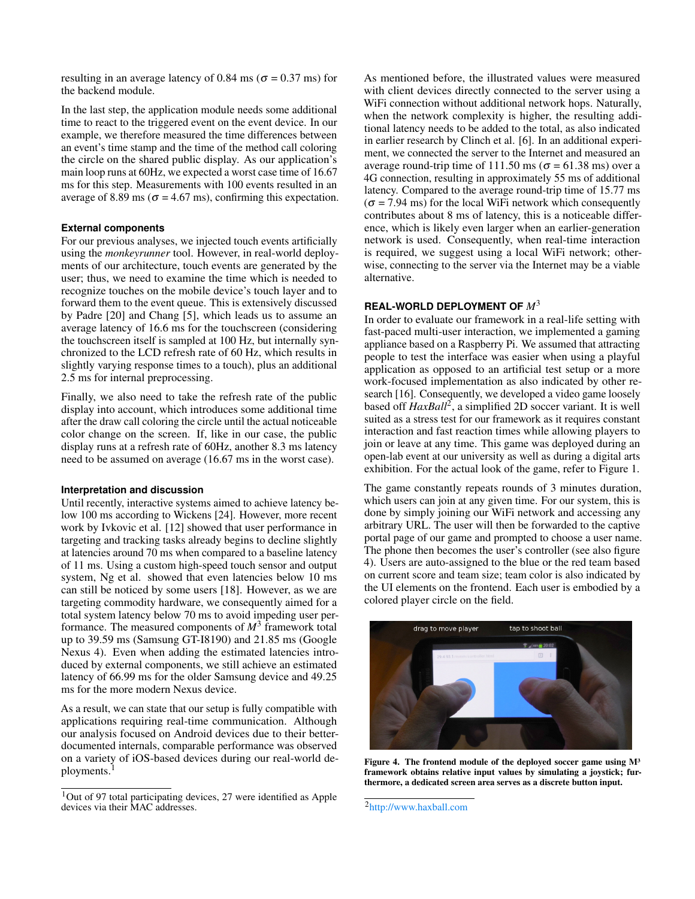resulting in an average latency of 0.84 ms ($\sigma$ = 0.37 ms) for the backend module.

In the last step, the application module needs some additional time to react to the triggered event on the event device. In our example, we therefore measured the time differences between an event's time stamp and the time of the method call coloring the circle on the shared public display. As our application's main loop runs at 60Hz, we expected a worst case time of 16.67 ms for this step. Measurements with 100 events resulted in an average of 8.89 ms ($\sigma$ = 4.67 ms), confirming this expectation.

### External components

For our previous analyses, we injected touch events artificially using the *monkeyrunner* tool. However, in real-world deployments of our architecture, touch events are generated by the user; thus, we need to examine the time which is needed to recognize touches on the mobile device's touch layer and to forward them to the event queue. This is extensively discussed by Padre [20] and Chang [5], which leads us to assume an average latency of 16.6 ms for the touchscreen (considering the touchscreen itself is sampled at 100 Hz, but internally synchronized to the LCD refresh rate of 60 Hz, which results in slightly varying response times to a touch), plus an additional 2.5 ms for internal preprocessing.

Finally, we also need to take the refresh rate of the public display into account, which introduces some additional time after the draw call coloring the circle until the actual noticeable color change on the screen. If, like in our case, the public display runs at a refresh rate of 60Hz, another 8.3 ms latency need to be assumed on average (16.67 ms in the worst case).

### Interpretation and discussion

Until recently, interactive systems aimed to achieve latency below 100 ms according to Wickens [24]. However, more recent work by Ivkovic et al. [12] showed that user performance in targeting and tracking tasks already begins to decline slightly at latencies around 70 ms when compared to a baseline latency of 11 ms. Using a custom high-speed touch sensor and output system, Ng et al. showed that even latencies below 10 ms can still be noticed by some users [18]. However, as we are targeting commodity hardware, we consequently aimed for a total system latency below 70 ms to avoid impeding user performance. The measured components of $M^3$ framework total up to 39.59 ms (Samsung GT-I8190) and 21.85 ms (Google Nexus 4). Even when adding the estimated latencies introduced by external components, we still achieve an estimated latency of 66.99 ms for the older Samsung device and 49.25 ms for the more modern Nexus device.

As a result, we can state that our setup is fully compatible with applications requiring real-time communication. Although our analysis focused on Android devices due to their better-documented internals, comparable performance was observed on a variety of iOS-based devices during our real-world deployments.[1]

[1] Out of 97 total participating devices, 27 were identified as Apple devices via their MAC addresses.

As mentioned before, the illustrated values were measured with client devices directly connected to the server using a WiFi connection without additional network hops. Naturally, when the network complexity is higher, the resulting additional latency needs to be added to the total, as also indicated in earlier research by Clinch et al. [6]. In an additional experiment, we connected the server to the Internet and measured an average round-trip time of 111.50 ms ($\sigma$ = 61.38 ms) over a 4G connection, resulting in approximately 55 ms of additional latency. Compared to the average round-trip time of 15.77 ms ($\sigma$ = 7.94 ms) for the local WiFi network which consequently contributes about 8 ms of latency, this is a noticeable difference, which is likely even larger when an earlier-generation network is used. Consequently, when real-time interaction is required, we suggest using a local WiFi network; otherwise, connecting to the server via the Internet may be a viable alternative.

## REAL-WORLD DEPLOYMENT OF $M^3$

In order to evaluate our framework in a real-life setting with fast-paced multi-user interaction, we implemented a gaming appliance based on a Raspberry Pi. We assumed that attracting people to test the interface was easier when using a playful application as opposed to an artificial test setup or a more work-focused implementation as also indicated by other research [16]. Consequently, we developed a video game loosely based off *HaxBall*[2], a simplified 2D soccer variant. It is well suited as a stress test for our framework as it requires constant interaction and fast reaction times while allowing players to join or leave at any time. This game was deployed during an open-lab event at our university as well as during a digital arts exhibition. For the actual look of the game, refer to Figure 1.

The game constantly repeats rounds of 3 minutes duration, which users can join at any given time. For our system, this is done by simply joining our WiFi network and accessing any arbitrary URL. The user will then be forwarded to the captive portal page of our game and prompted to choose a user name. The phone then becomes the user's controller (see also figure 4). Users are auto-assigned to the blue or the red team based on current score and team size; team color is also indicated by the UI elements on the frontend. Each user is embodied by a colored player circle on the field.

**Figure 4. The frontend module of the deployed soccer game using M³ framework obtains relative input values by simulating a joystick; furthermore, a dedicated screen area serves as a discrete button input.**

[2] http://www.haxball.com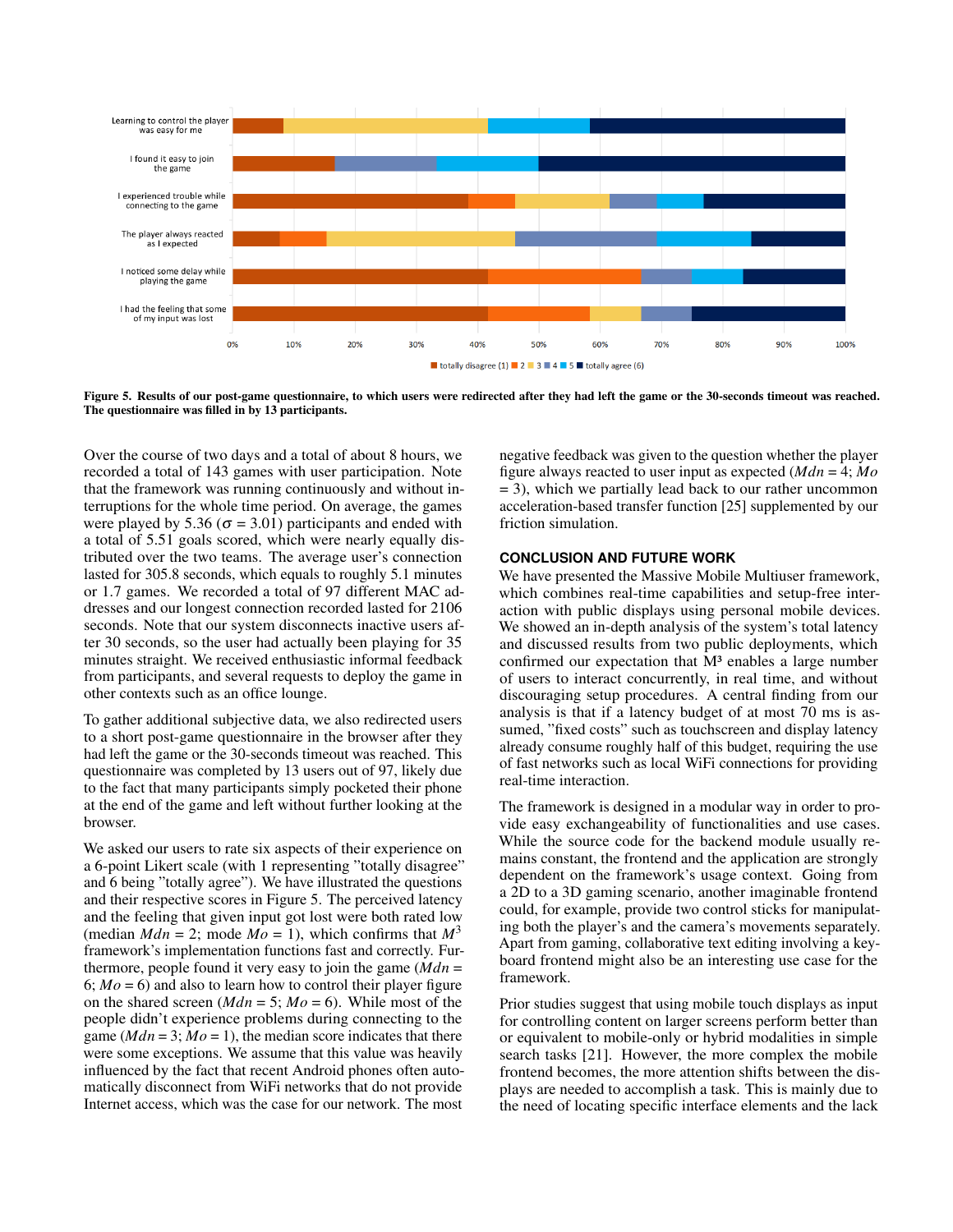Figure 5. Results of our post-game questionnaire, to which users were redirected after they had left the game or the 30-seconds timeout was reached. The questionnaire was filled in by 13 participants.

Over the course of two days and a total of about 8 hours, we recorded a total of 143 games with user participation. Note that the framework was running continuously and without interruptions for the whole time period. On average, the games were played by 5.36 ($\sigma = 3.01$) participants and ended with a total of 5.51 goals scored, which were nearly equally distributed over the two teams. The average user's connection lasted for 305.8 seconds, which equals to roughly 5.1 minutes or 1.7 games. We recorded a total of 97 different MAC addresses and our longest connection recorded lasted for 2106 seconds. Note that our system disconnects inactive users after 30 seconds, so the user had actually been playing for 35 minutes straight. We received enthusiastic informal feedback from participants, and several requests to deploy the game in other contexts such as an office lounge.

To gather additional subjective data, we also redirected users to a short post-game questionnaire in the browser after they had left the game or the 30-seconds timeout was reached. This questionnaire was completed by 13 users out of 97, likely due to the fact that many participants simply pocketed their phone at the end of the game and left without further looking at the browser.

We asked our users to rate six aspects of their experience on a 6-point Likert scale (with 1 representing "totally disagree" and 6 being "totally agree"). We have illustrated the questions and their respective scores in Figure 5. The perceived latency and the feeling that given input got lost were both rated low (median $Mdn = 2$; mode $Mo = 1$), which confirms that $M^3$ framework's implementation functions fast and correctly. Furthermore, people found it very easy to join the game ($Mdn = 6$; $Mo = 6$) and also to learn how to control their player figure on the shared screen ($Mdn = 5$; $Mo = 6$). While most of the people didn't experience problems during connecting to the game ($Mdn = 3$; $Mo = 1$), the median score indicates that there were some exceptions. We assume that this value was heavily influenced by the fact that recent Android phones often automatically disconnect from WiFi networks that do not provide Internet access, which was the case for our network. The most negative feedback was given to the question whether the player figure always reacted to user input as expected ($Mdn = 4$; $Mo = 3$), which we partially lead back to our rather uncommon acceleration-based transfer function [25] supplemented by our friction simulation.

## CONCLUSION AND FUTURE WORK

We have presented the Massive Mobile Multiuser framework, which combines real-time capabilities and setup-free interaction with public displays using personal mobile devices. We showed an in-depth analysis of the system's total latency and discussed results from two public deployments, which confirmed our expectation that M³ enables a large number of users to interact concurrently, in real time, and without discouraging setup procedures. A central finding from our analysis is that if a latency budget of at most 70 ms is assumed, "fixed costs" such as touchscreen and display latency already consume roughly half of this budget, requiring the use of fast networks such as local WiFi connections for providing real-time interaction.

The framework is designed in a modular way in order to provide easy exchangeability of functionalities and use cases. While the source code for the backend module usually remains constant, the frontend and the application are strongly dependent on the framework's usage context. Going from a 2D to a 3D gaming scenario, another imaginable frontend could, for example, provide two control sticks for manipulating both the player's and the camera's movements separately. Apart from gaming, collaborative text editing involving a keyboard frontend might also be an interesting use case for the framework.

Prior studies suggest that using mobile touch displays as input for controlling content on larger screens perform better than or equivalent to mobile-only or hybrid modalities in simple search tasks [21]. However, the more complex the mobile frontend becomes, the more attention shifts between the displays are needed to accomplish a task. This is mainly due to the need of locating specific interface elements and the lack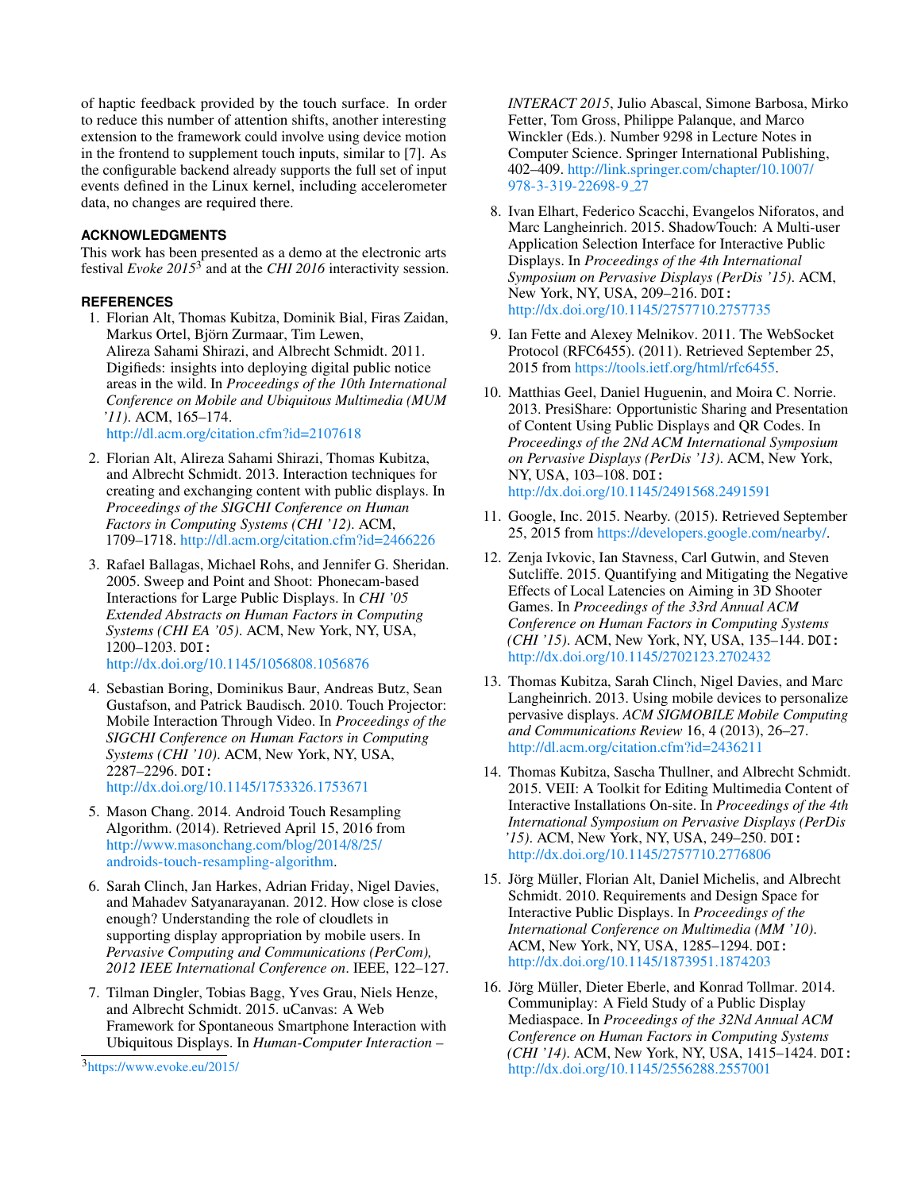of haptic feedback provided by the touch surface. In order to reduce this number of attention shifts, another interesting extension to the framework could involve using device motion in the frontend to supplement touch inputs, similar to [7]. As the configurable backend already supports the full set of input events defined in the Linux kernel, including accelerometer data, no changes are required there.

## ACKNOWLEDGMENTS

This work has been presented as a demo at the electronic arts festival *Evoke 2015*[3] and at the *CHI 2016* interactivity session.

## REFERENCES

1. Florian Alt, Thomas Kubitza, Dominik Bial, Firas Zaidan, Markus Ortel, Björn Zurmaar, Tim Lewen, Alireza Sahami Shirazi, and Albrecht Schmidt. 2011. Digifieds: insights into deploying digital public notice areas in the wild. In *Proceedings of the 10th International Conference on Mobile and Ubiquitous Multimedia (MUM '11)*. ACM, 165–174. http://dl.acm.org/citation.cfm?id=2107618
2. Florian Alt, Alireza Sahami Shirazi, Thomas Kubitza, and Albrecht Schmidt. 2013. Interaction techniques for creating and exchanging content with public displays. In *Proceedings of the SIGCHI Conference on Human Factors in Computing Systems (CHI '12)*. ACM, 1709–1718. http://dl.acm.org/citation.cfm?id=2466226
3. Rafael Ballagas, Michael Rohs, and Jennifer G. Sheridan. 2005. Sweep and Point and Shoot: Phonecam-based Interactions for Large Public Displays. In *CHI '05 Extended Abstracts on Human Factors in Computing Systems (CHI EA '05)*. ACM, New York, NY, USA, 1200–1203. DOI: http://dx.doi.org/10.1145/1056808.1056876
4. Sebastian Boring, Dominikus Baur, Andreas Butz, Sean Gustafson, and Patrick Baudisch. 2010. Touch Projector: Mobile Interaction Through Video. In *Proceedings of the SIGCHI Conference on Human Factors in Computing Systems (CHI '10)*. ACM, New York, NY, USA, 2287–2296. DOI: http://dx.doi.org/10.1145/1753326.1753671
5. Mason Chang. 2014. Android Touch Resampling Algorithm. (2014). Retrieved April 15, 2016 from http://www.masonchang.com/blog/2014/8/25/androids-touch-resampling-algorithm.
6. Sarah Clinch, Jan Harkes, Adrian Friday, Nigel Davies, and Mahadev Satyanarayanan. 2012. How close is close enough? Understanding the role of cloudlets in supporting display appropriation by mobile users. In *Pervasive Computing and Communications (PerCom), 2012 IEEE International Conference on*. IEEE, 122–127.
7. Tilman Dingler, Tobias Bagg, Yves Grau, Niels Henze, and Albrecht Schmidt. 2015. uCanvas: A Web Framework for Spontaneous Smartphone Interaction with Ubiquitous Displays. In *Human-Computer Interaction – INTERACT 2015*, Julio Abascal, Simone Barbosa, Mirko Fetter, Tom Gross, Philippe Palanque, and Marco Winckler (Eds.). Number 9298 in Lecture Notes in Computer Science. Springer International Publishing, 402–409. http://link.springer.com/chapter/10.1007/978-3-319-22698-9_27
8. Ivan Elhart, Federico Scacchi, Evangelos Niforatos, and Marc Langheinrich. 2015. ShadowTouch: A Multi-user Application Selection Interface for Interactive Public Displays. In *Proceedings of the 4th International Symposium on Pervasive Displays (PerDis '15)*. ACM, New York, NY, USA, 209–216. DOI: http://dx.doi.org/10.1145/2757710.2757735
9. Ian Fette and Alexey Melnikov. 2011. The WebSocket Protocol (RFC6455). (2011). Retrieved September 25, 2015 from https://tools.ietf.org/html/rfc6455.
10. Matthias Geel, Daniel Huguenin, and Moira C. Norrie. 2013. PresiShare: Opportunistic Sharing and Presentation of Content Using Public Displays and QR Codes. In *Proceedings of the 2Nd ACM International Symposium on Pervasive Displays (PerDis '13)*. ACM, New York, NY, USA, 103–108. DOI: http://dx.doi.org/10.1145/2491568.2491591
11. Google, Inc. 2015. Nearby. (2015). Retrieved September 25, 2015 from https://developers.google.com/nearby/.
12. Zenja Ivkovic, Ian Stavness, Carl Gutwin, and Steven Sutcliffe. 2015. Quantifying and Mitigating the Negative Effects of Local Latencies on Aiming in 3D Shooter Games. In *Proceedings of the 33rd Annual ACM Conference on Human Factors in Computing Systems (CHI '15)*. ACM, New York, NY, USA, 135–144. DOI: http://dx.doi.org/10.1145/2702123.2702432
13. Thomas Kubitza, Sarah Clinch, Nigel Davies, and Marc Langheinrich. 2013. Using mobile devices to personalize pervasive displays. *ACM SIGMOBILE Mobile Computing and Communications Review* 16, 4 (2013), 26–27. http://dl.acm.org/citation.cfm?id=2436211
14. Thomas Kubitza, Sascha Thullner, and Albrecht Schmidt. 2015. VEII: A Toolkit for Editing Multimedia Content of Interactive Installations On-site. In *Proceedings of the 4th International Symposium on Pervasive Displays (PerDis '15)*. ACM, New York, NY, USA, 249–250. DOI: http://dx.doi.org/10.1145/2757710.2776806
15. Jörg Müller, Florian Alt, Daniel Michelis, and Albrecht Schmidt. 2010. Requirements and Design Space for Interactive Public Displays. In *Proceedings of the International Conference on Multimedia (MM '10)*. ACM, New York, NY, USA, 1285–1294. DOI: http://dx.doi.org/10.1145/1873951.1874203
16. Jörg Müller, Dieter Eberle, and Konrad Tollmar. 2014. Communiplay: A Field Study of a Public Display Mediaspace. In *Proceedings of the 32Nd Annual ACM Conference on Human Factors in Computing Systems (CHI '14)*. ACM, New York, NY, USA, 1415–1424. DOI: http://dx.doi.org/10.1145/2556288.2557001

[3] https://www.evoke.eu/2015/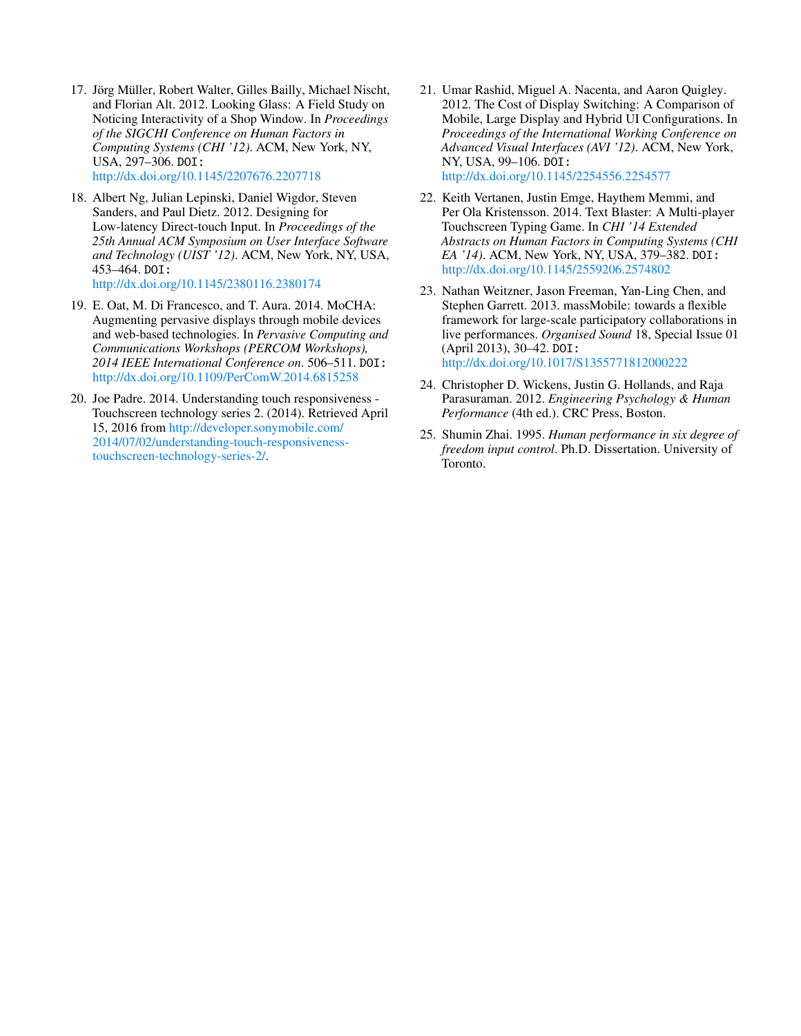17. Jörg Müller, Robert Walter, Gilles Bailly, Michael Nischt, and Florian Alt. 2012. Looking Glass: A Field Study on Noticing Interactivity of a Shop Window. In *Proceedings of the SIGCHI Conference on Human Factors in Computing Systems (CHI '12)*. ACM, New York, NY, USA, 297–306. DOI: http://dx.doi.org/10.1145/2207676.2207718

18. Albert Ng, Julian Lepinski, Daniel Wigdor, Steven Sanders, and Paul Dietz. 2012. Designing for Low-latency Direct-touch Input. In *Proceedings of the 25th Annual ACM Symposium on User Interface Software and Technology (UIST '12)*. ACM, New York, NY, USA, 453–464. DOI: http://dx.doi.org/10.1145/2380116.2380174

19. E. Oat, M. Di Francesco, and T. Aura. 2014. MoCHA: Augmenting pervasive displays through mobile devices and web-based technologies. In *Pervasive Computing and Communications Workshops (PERCOM Workshops), 2014 IEEE International Conference on*. 506–511. DOI: http://dx.doi.org/10.1109/PerComW.2014.6815258

20. Joe Padre. 2014. Understanding touch responsiveness - Touchscreen technology series 2. (2014). Retrieved April 15, 2016 from http://developer.sonymobile.com/2014/07/02/understanding-touch-responsiveness-touchscreen-technology-series-2/.

21. Umar Rashid, Miguel A. Nacenta, and Aaron Quigley. 2012. The Cost of Display Switching: A Comparison of Mobile, Large Display and Hybrid UI Configurations. In *Proceedings of the International Working Conference on Advanced Visual Interfaces (AVI '12)*. ACM, New York, NY, USA, 99–106. DOI: http://dx.doi.org/10.1145/2254556.2254577

22. Keith Vertanen, Justin Emge, Haythem Memmi, and Per Ola Kristensson. 2014. Text Blaster: A Multi-player Touchscreen Typing Game. In *CHI '14 Extended Abstracts on Human Factors in Computing Systems (CHI EA '14)*. ACM, New York, NY, USA, 379–382. DOI: http://dx.doi.org/10.1145/2559206.2574802

23. Nathan Weitzner, Jason Freeman, Yan-Ling Chen, and Stephen Garrett. 2013. massMobile: towards a flexible framework for large-scale participatory collaborations in live performances. *Organised Sound* 18, Special Issue 01 (April 2013), 30–42. DOI: http://dx.doi.org/10.1017/S1355771812000222

24. Christopher D. Wickens, Justin G. Hollands, and Raja Parasuraman. 2012. *Engineering Psychology & Human Performance* (4th ed.). CRC Press, Boston.

25. Shumin Zhai. 1995. *Human performance in six degree of freedom input control*. Ph.D. Dissertation. University of Toronto.